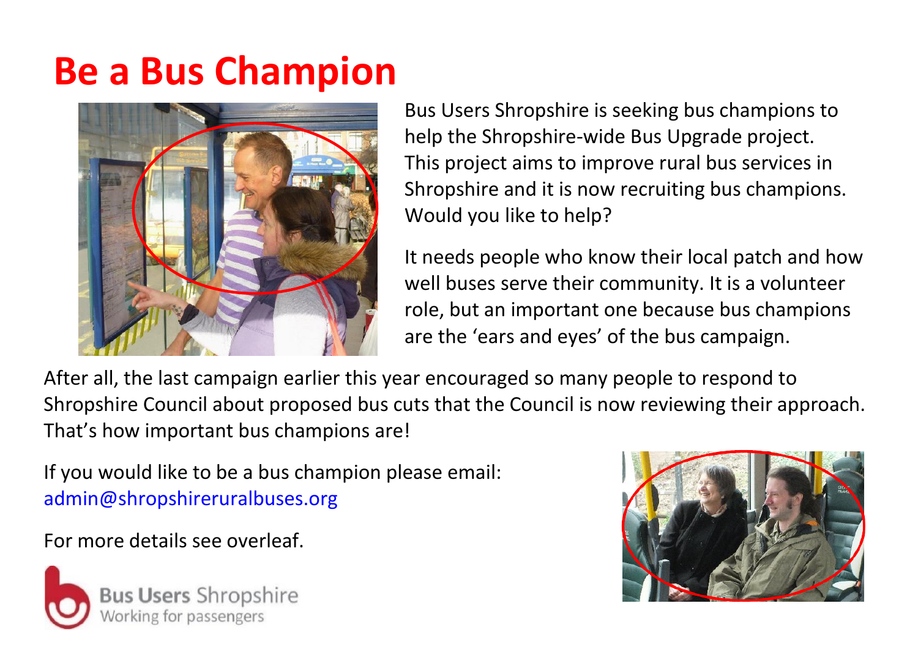# Be a Bus Champion

Bus Users Shropshire is seeking bus champions to help the Shropshire-wide Bus Upgrade project. This project aims to improve rural bus services in Shropshire and it is now recruiting bus champions. Would you like to help?

It needs people who know their local patch and how well buses serve their community. It is a volunteer role, but an important one because bus champions are the 'ears and eyes' of the bus campaign.

After all, the last campaign earlier this year encouraged so many people to respond to Shropshire Council about proposed bus cuts that the Council is now reviewing their approach. That's how important bus champions are!

If you would like to be a bus champion please email: admin@shropshireruralbuses.org

For more details see overleaf.

**Bus Users** Shropshire
Working for passengers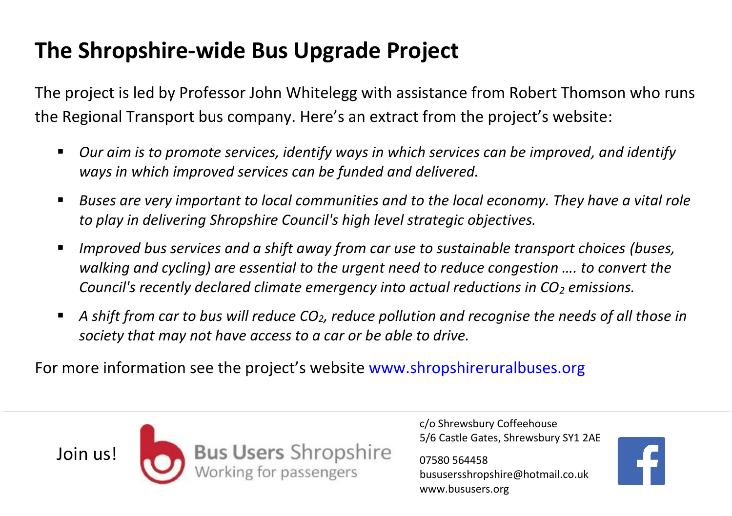# The Shropshire-wide Bus Upgrade Project

The project is led by Professor John Whitelegg with assistance from Robert Thomson who runs the Regional Transport bus company. Here's an extract from the project's website:

- *Our aim is to promote services, identify ways in which services can be improved, and identify ways in which improved services can be funded and delivered.*
- *Buses are very important to local communities and to the local economy. They have a vital role to play in delivering Shropshire Council's high level strategic objectives.*
- *Improved bus services and a shift away from car use to sustainable transport choices (buses, walking and cycling) are essential to the urgent need to reduce congestion …. to convert the Council's recently declared climate emergency into actual reductions in $CO_2$ emissions.*
- *A shift from car to bus will reduce $CO_2$, reduce pollution and recognise the needs of all those in society that may not have access to a car or be able to drive.*

For more information see the project's website www.shropshireruralbuses.org

---

Join us!

**Bus Users** Shropshire
Working for passengers

c/o Shrewsbury Coffeehouse
5/6 Castle Gates, Shrewsbury SY1 2AE

07580 564458
bususersshropshire@hotmail.co.uk
www.bususers.org